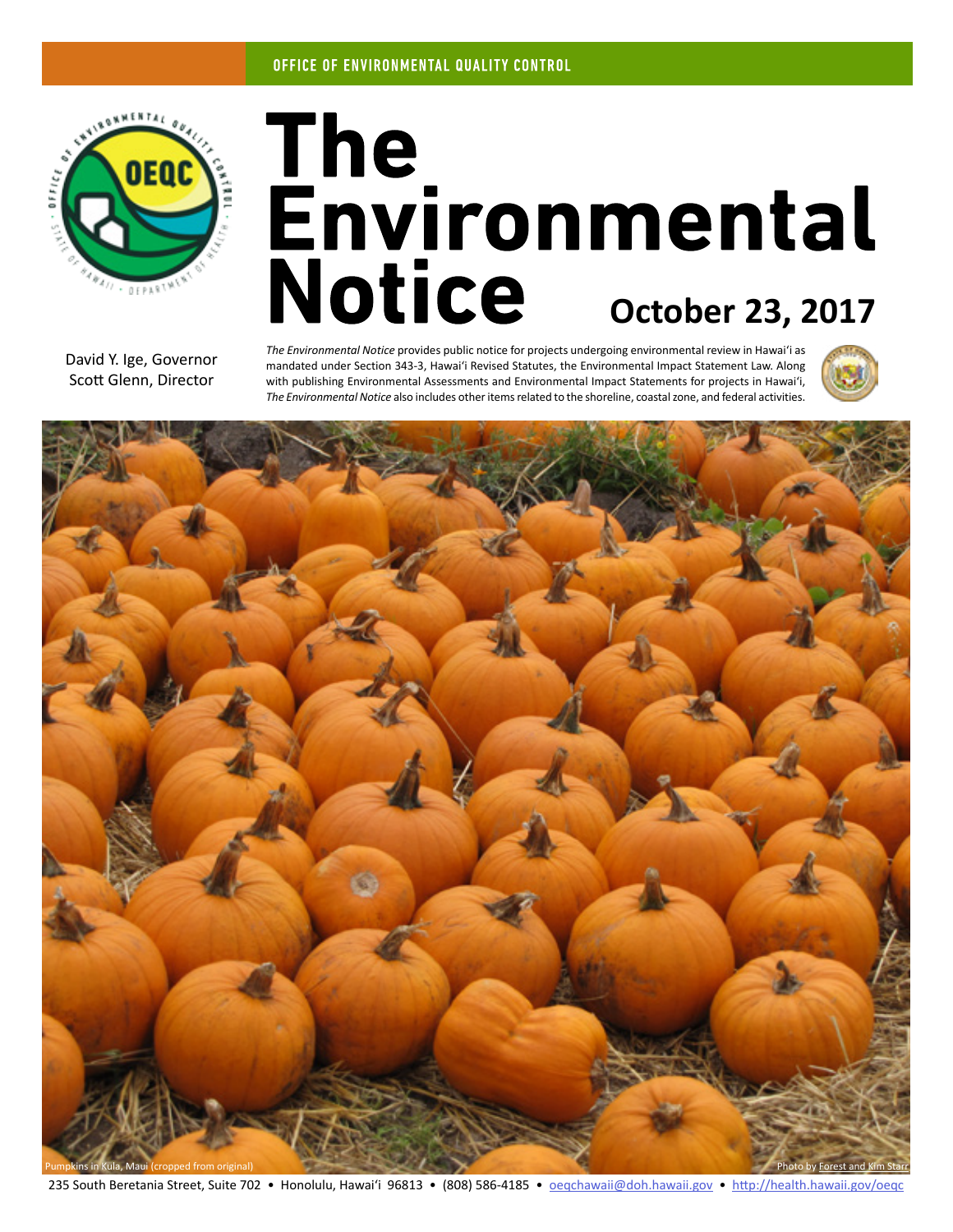OFFICE OF ENVIRONMENTAL QUALITY CONTROL

# The Environmental Notice

**October 23, 2017**

David Y. Ige, Governor
Scott Glenn, Director

*The Environmental Notice* provides public notice for projects undergoing environmental review in Hawaiʻi as mandated under Section 343-3, Hawaiʻi Revised Statutes, the Environmental Impact Statement Law. Along with publishing Environmental Assessments and Environmental Impact Statements for projects in Hawaiʻi, *The Environmental Notice* also includes other items related to the shoreline, coastal zone, and federal activities.

Pumpkins in Kula, Maui (cropped from original)

Photo by Forest and Kim Starr

235 South Beretania Street, Suite 702 • Honolulu, Hawaiʻi 96813 • (808) 586-4185 • oeqchawaii@doh.hawaii.gov • http://health.hawaii.gov/oeqc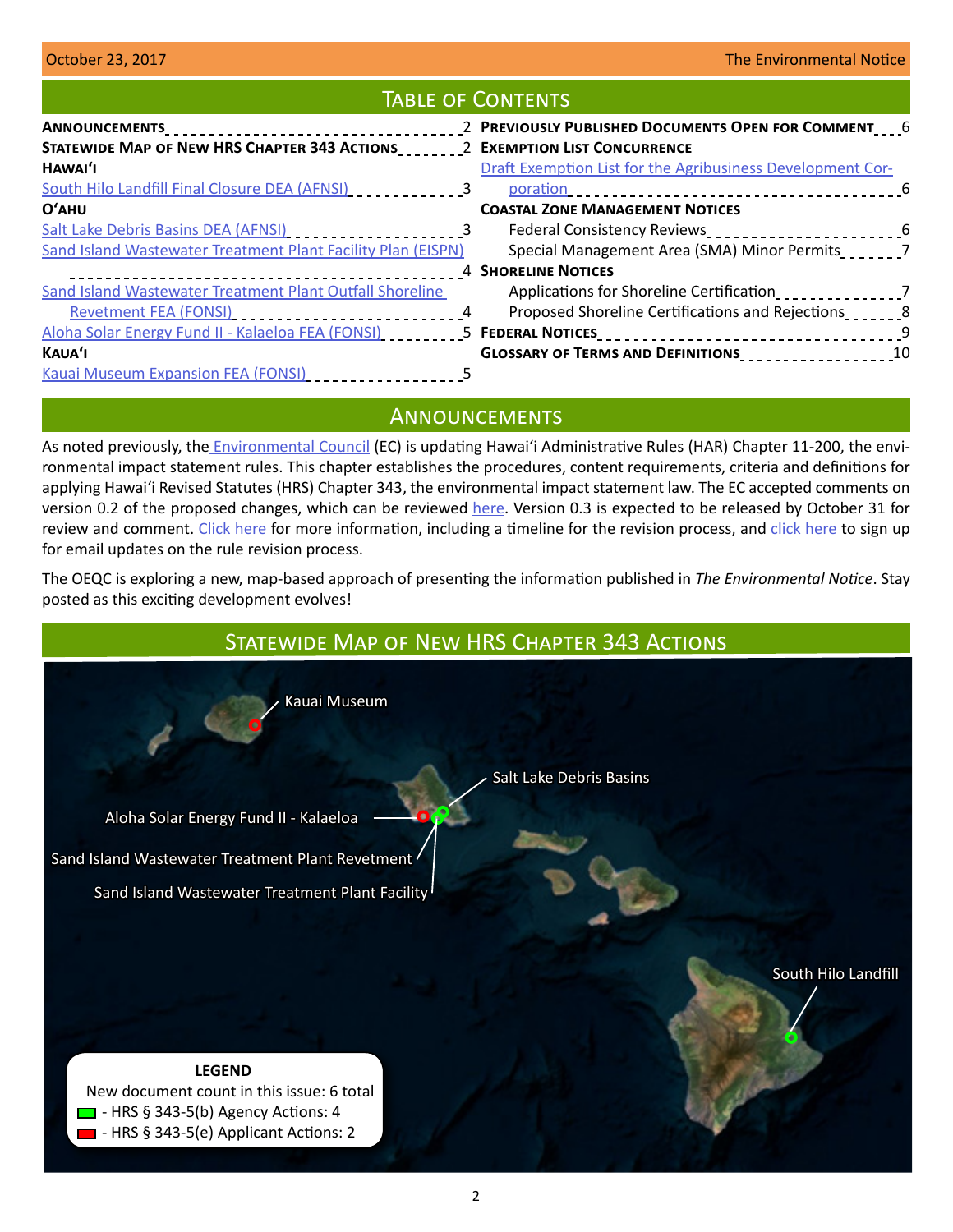## Table of Contents

- **Announcements** 2
- **Statewide Map of New HRS Chapter 343 Actions** 2
- **Hawai'i**
  - South Hilo Landfill Final Closure DEA (AFNSI) 3
- **O'ahu**
  - Salt Lake Debris Basins DEA (AFNSI) 3
  - Sand Island Wastewater Treatment Plant Facility Plan (EISPN) 4
  - Sand Island Wastewater Treatment Plant Outfall Shoreline Revetment FEA (FONSI) 4
  - Aloha Solar Energy Fund II - Kalaeloa FEA (FONSI) 5
- **Kaua'i**
  - Kauai Museum Expansion FEA (FONSI) 5
- **Previously Published Documents Open for Comment** 6
- **Exemption List Concurrence**
  - Draft Exemption List for the Agribusiness Development Corporation 6
- **Coastal Zone Management Notices**
  - Federal Consistency Reviews 6
  - Special Management Area (SMA) Minor Permits 7
- **Shoreline Notices**
  - Applications for Shoreline Certification 7
  - Proposed Shoreline Certifications and Rejections 8
- **Federal Notices** 9
- **Glossary of Terms and Definitions** 10

## Announcements

As noted previously, the Environmental Council (EC) is updating Hawai'i Administrative Rules (HAR) Chapter 11-200, the environmental impact statement rules. This chapter establishes the procedures, content requirements, criteria and definitions for applying Hawai'i Revised Statutes (HRS) Chapter 343, the environmental impact statement law. The EC accepted comments on version 0.2 of the proposed changes, which can be reviewed here. Version 0.3 is expected to be released by October 31 for review and comment. Click here for more information, including a timeline for the revision process, and click here to sign up for email updates on the rule revision process.

The OEQC is exploring a new, map-based approach of presenting the information published in *The Environmental Notice*. Stay posted as this exciting development evolves!

## Statewide Map of New HRS Chapter 343 Actions

Kauai Museum

Salt Lake Debris Basins

Aloha Solar Energy Fund II - Kalaeloa

Sand Island Wastewater Treatment Plant Revetment

Sand Island Wastewater Treatment Plant Facility

South Hilo Landfill

**LEGEND**

New document count in this issue: 6 total

- HRS § 343-5(b) Agency Actions: 4
- HRS § 343-5(e) Applicant Actions: 2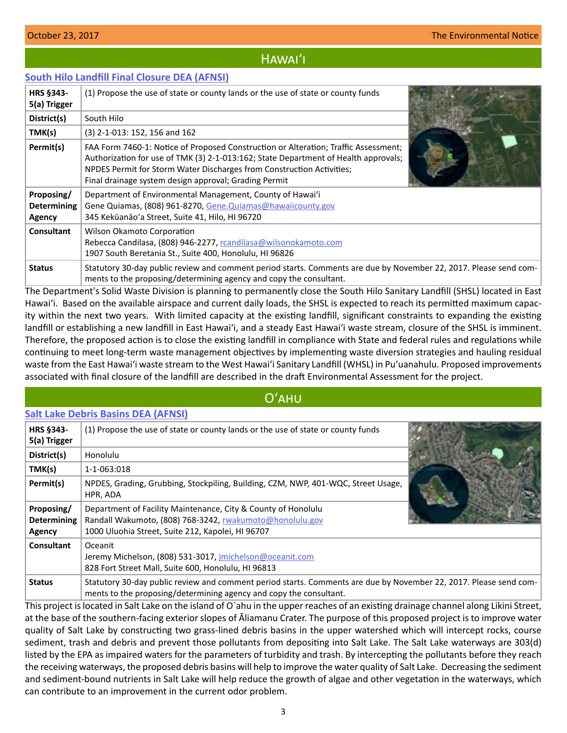## Hawaiʻi

### South Hilo Landfill Final Closure DEA (AFNSI)

| | |
|---|---|
| **HRS §343-5(a) Trigger** | (1) Propose the use of state or county lands or the use of state or county funds |
| **District(s)** | South Hilo |
| **TMK(s)** | (3) 2-1-013: 152, 156 and 162 |
| **Permit(s)** | FAA Form 7460-1: Notice of Proposed Construction or Alteration; Traffic Assessment; Authorization for use of TMK (3) 2-1-013:162; State Department of Health approvals; NPDES Permit for Storm Water Discharges from Construction Activities; Final drainage system design approval; Grading Permit |
| **Proposing/ Determining Agency** | Department of Environmental Management, County of Hawaiʻi<br>Gene Quiamas, (808) 961-8270, Gene.Quiamas@hawaiicounty.gov<br>345 Kekūanāoʻa Street, Suite 41, Hilo, HI 96720 |
| **Consultant** | Wilson Okamoto Corporation<br>Rebecca Candilasa, (808) 946-2277, rcandilasa@wilsonokamoto.com<br>1907 South Beretania St., Suite 400, Honolulu, HI 96826 |
| **Status** | Statutory 30-day public review and comment period starts. Comments are due by November 22, 2017. Please send comments to the proposing/determining agency and copy the consultant. |

The Department's Solid Waste Division is planning to permanently close the South Hilo Sanitary Landfill (SHSL) located in East Hawaiʻi. Based on the available airspace and current daily loads, the SHSL is expected to reach its permitted maximum capacity within the next two years. With limited capacity at the existing landfill, significant constraints to expanding the existing landfill or establishing a new landfill in East Hawaiʻi, and a steady East Hawaiʻi waste stream, closure of the SHSL is imminent. Therefore, the proposed action is to close the existing landfill in compliance with State and federal rules and regulations while continuing to meet long-term waste management objectives by implementing waste diversion strategies and hauling residual waste from the East Hawaiʻi waste stream to the West Hawaiʻi Sanitary Landfill (WHSL) in Puʻuanahulu. Proposed improvements associated with final closure of the landfill are described in the draft Environmental Assessment for the project.

## Oʻahu

### Salt Lake Debris Basins DEA (AFNSI)

| | |
|---|---|
| **HRS §343-5(a) Trigger** | (1) Propose the use of state or county lands or the use of state or county funds |
| **District(s)** | Honolulu |
| **TMK(s)** | 1-1-063:018 |
| **Permit(s)** | NPDES, Grading, Grubbing, Stockpiling, Building, CZM, NWP, 401-WQC, Street Usage, HPR, ADA |
| **Proposing/ Determining Agency** | Department of Facility Maintenance, City & County of Honolulu<br>Randall Wakumoto, (808) 768-3242, rwakumoto@honolulu.gov<br>1000 Uluohia Street, Suite 212, Kapolei, HI 96707 |
| **Consultant** | Oceanit<br>Jeremy Michelson, (808) 531-3017, jmichelson@oceanit.com<br>828 Fort Street Mall, Suite 600, Honolulu, HI 96813 |
| **Status** | Statutory 30-day public review and comment period starts. Comments are due by November 22, 2017. Please send comments to the proposing/determining agency and copy the consultant. |

This project is located in Salt Lake on the island of O`ahu in the upper reaches of an existing drainage channel along Likini Street, at the base of the southern-facing exterior slopes of Āliamanu Crater. The purpose of this proposed project is to improve water quality of Salt Lake by constructing two grass-lined debris basins in the upper watershed which will intercept rocks, course sediment, trash and debris and prevent those pollutants from depositing into Salt Lake. The Salt Lake waterways are 303(d) listed by the EPA as impaired waters for the parameters of turbidity and trash. By intercepting the pollutants before they reach the receiving waterways, the proposed debris basins will help to improve the water quality of Salt Lake. Decreasing the sediment and sediment-bound nutrients in Salt Lake will help reduce the growth of algae and other vegetation in the waterways, which can contribute to an improvement in the current odor problem.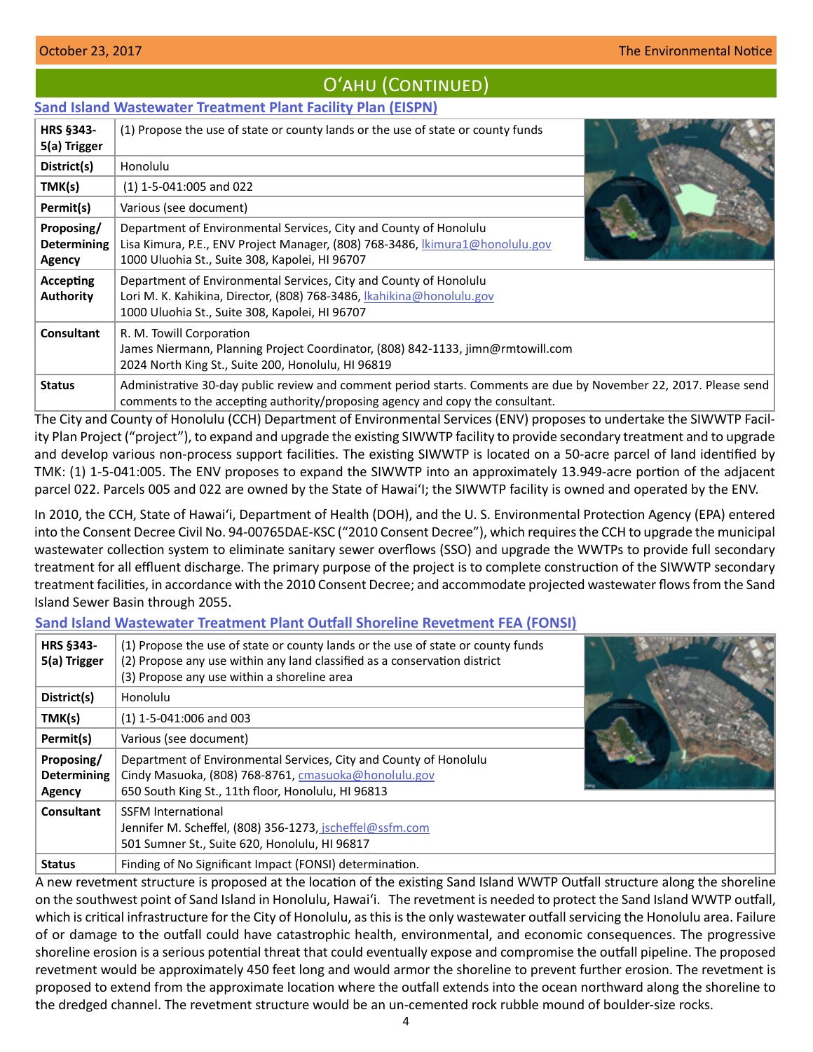## Oʻahu (Continued)

### Sand Island Wastewater Treatment Plant Facility Plan (EISPN)

| | |
|---|---|
| **HRS §343-5(a) Trigger** | (1) Propose the use of state or county lands or the use of state or county funds |
| **District(s)** | Honolulu |
| **TMK(s)** | (1) 1-5-041:005 and 022 |
| **Permit(s)** | Various (see document) |
| **Proposing/ Determining Agency** | Department of Environmental Services, City and County of Honolulu<br>Lisa Kimura, P.E., ENV Project Manager, (808) 768-3486, lkimura1@honolulu.gov<br>1000 Uluohia St., Suite 308, Kapolei, HI 96707 |
| **Accepting Authority** | Department of Environmental Services, City and County of Honolulu<br>Lori M. K. Kahikina, Director, (808) 768-3486, lkahikina@honolulu.gov<br>1000 Uluohia St., Suite 308, Kapolei, HI 96707 |
| **Consultant** | R. M. Towill Corporation<br>James Niermann, Planning Project Coordinator, (808) 842-1133, jimn@rmtowill.com<br>2024 North King St., Suite 200, Honolulu, HI 96819 |
| **Status** | Administrative 30-day public review and comment period starts. Comments are due by November 22, 2017. Please send comments to the accepting authority/proposing agency and copy the consultant. |

The City and County of Honolulu (CCH) Department of Environmental Services (ENV) proposes to undertake the SIWWTP Facility Plan Project ("project"), to expand and upgrade the existing SIWWTP facility to provide secondary treatment and to upgrade and develop various non-process support facilities. The existing SIWWTP is located on a 50-acre parcel of land identified by TMK: (1) 1-5-041:005. The ENV proposes to expand the SIWWTP into an approximately 13.949-acre portion of the adjacent parcel 022. Parcels 005 and 022 are owned by the State of Hawaiʻi; the SIWWTP facility is owned and operated by the ENV.

In 2010, the CCH, State of Hawaiʻi, Department of Health (DOH), and the U. S. Environmental Protection Agency (EPA) entered into the Consent Decree Civil No. 94-00765DAE-KSC ("2010 Consent Decree"), which requires the CCH to upgrade the municipal wastewater collection system to eliminate sanitary sewer overflows (SSO) and upgrade the WWTPs to provide full secondary treatment for all effluent discharge. The primary purpose of the project is to complete construction of the SIWWTP secondary treatment facilities, in accordance with the 2010 Consent Decree; and accommodate projected wastewater flows from the Sand Island Sewer Basin through 2055.

### Sand Island Wastewater Treatment Plant Outfall Shoreline Revetment FEA (FONSI)

| | |
|---|---|
| **HRS §343-5(a) Trigger** | (1) Propose the use of state or county lands or the use of state or county funds<br>(2) Propose any use within any land classified as a conservation district<br>(3) Propose any use within a shoreline area |
| **District(s)** | Honolulu |
| **TMK(s)** | (1) 1-5-041:006 and 003 |
| **Permit(s)** | Various (see document) |
| **Proposing/ Determining Agency** | Department of Environmental Services, City and County of Honolulu<br>Cindy Masuoka, (808) 768-8761, cmasuoka@honolulu.gov<br>650 South King St., 11th floor, Honolulu, HI 96813 |
| **Consultant** | SSFM International<br>Jennifer M. Scheffel, (808) 356-1273, jscheffel@ssfm.com<br>501 Sumner St., Suite 620, Honolulu, HI 96817 |
| **Status** | Finding of No Significant Impact (FONSI) determination. |

A new revetment structure is proposed at the location of the existing Sand Island WWTP Outfall structure along the shoreline on the southwest point of Sand Island in Honolulu, Hawaiʻi. The revetment is needed to protect the Sand Island WWTP outfall, which is critical infrastructure for the City of Honolulu, as this is the only wastewater outfall servicing the Honolulu area. Failure of or damage to the outfall could have catastrophic health, environmental, and economic consequences. The progressive shoreline erosion is a serious potential threat that could eventually expose and compromise the outfall pipeline. The proposed revetment would be approximately 450 feet long and would armor the shoreline to prevent further erosion. The revetment is proposed to extend from the approximate location where the outfall extends into the ocean northward along the shoreline to the dredged channel. The revetment structure would be an un-cemented rock rubble mound of boulder-size rocks.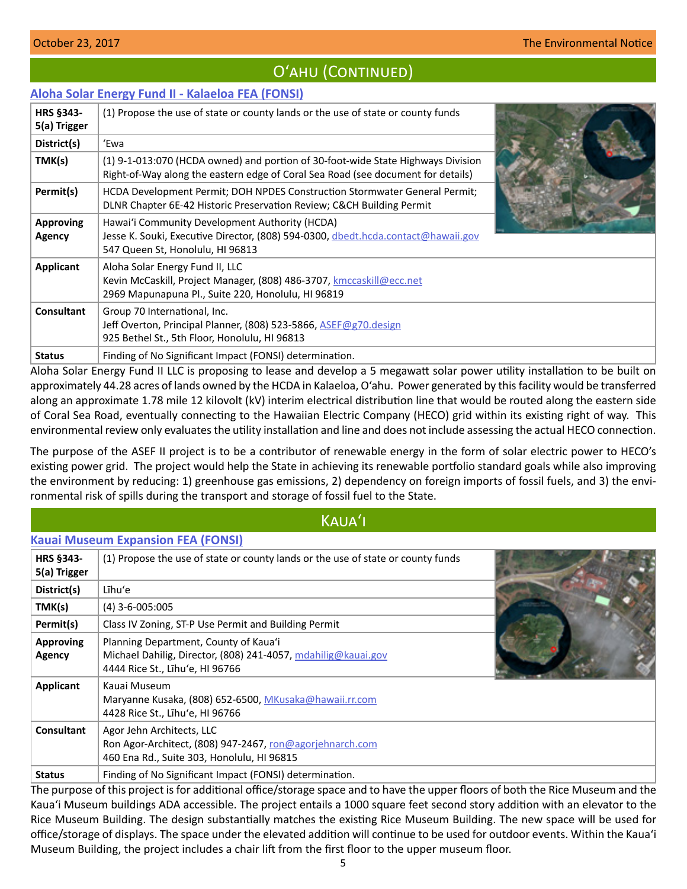## Oʻahu (Continued)

### Aloha Solar Energy Fund II - Kalaeloa FEA (FONSI)

| | |
|---|---|
| **HRS §343-5(a) Trigger** | (1) Propose the use of state or county lands or the use of state or county funds |
| **District(s)** | ʻEwa |
| **TMK(s)** | (1) 9-1-013:070 (HCDA owned) and portion of 30-foot-wide State Highways Division Right-of-Way along the eastern edge of Coral Sea Road (see document for details) |
| **Permit(s)** | HCDA Development Permit; DOH NPDES Construction Stormwater General Permit; DLNR Chapter 6E-42 Historic Preservation Review; C&CH Building Permit |
| **Approving Agency** | Hawaiʻi Community Development Authority (HCDA)<br>Jesse K. Souki, Executive Director, (808) 594-0300, dbedt.hcda.contact@hawaii.gov<br>547 Queen St, Honolulu, HI 96813 |
| **Applicant** | Aloha Solar Energy Fund II, LLC<br>Kevin McCaskill, Project Manager, (808) 486-3707, kmccaskill@ecc.net<br>2969 Mapunapuna Pl., Suite 220, Honolulu, HI 96819 |
| **Consultant** | Group 70 International, Inc.<br>Jeff Overton, Principal Planner, (808) 523-5866, ASEF@g70.design<br>925 Bethel St., 5th Floor, Honolulu, HI 96813 |
| **Status** | Finding of No Significant Impact (FONSI) determination. |

Aloha Solar Energy Fund II LLC is proposing to lease and develop a 5 megawatt solar power utility installation to be built on approximately 44.28 acres of lands owned by the HCDA in Kalaeloa, Oʻahu. Power generated by this facility would be transferred along an approximate 1.78 mile 12 kilovolt (kV) interim electrical distribution line that would be routed along the eastern side of Coral Sea Road, eventually connecting to the Hawaiian Electric Company (HECO) grid within its existing right of way. This environmental review only evaluates the utility installation and line and does not include assessing the actual HECO connection.

The purpose of the ASEF II project is to be a contributor of renewable energy in the form of solar electric power to HECO's existing power grid. The project would help the State in achieving its renewable portfolio standard goals while also improving the environment by reducing: 1) greenhouse gas emissions, 2) dependency on foreign imports of fossil fuels, and 3) the environmental risk of spills during the transport and storage of fossil fuel to the State.

## Kauaʻi

### Kauai Museum Expansion FEA (FONSI)

| | |
|---|---|
| **HRS §343-5(a) Trigger** | (1) Propose the use of state or county lands or the use of state or county funds |
| **District(s)** | Līhuʻe |
| **TMK(s)** | (4) 3-6-005:005 |
| **Permit(s)** | Class IV Zoning, ST-P Use Permit and Building Permit |
| **Approving Agency** | Planning Department, County of Kauaʻi<br>Michael Dahilig, Director, (808) 241-4057, mdahilig@kauai.gov<br>4444 Rice St., Līhuʻe, HI 96766 |
| **Applicant** | Kauai Museum<br>Maryanne Kusaka, (808) 652-6500, MKusaka@hawaii.rr.com<br>4428 Rice St., Līhuʻe, HI 96766 |
| **Consultant** | Agor Jehn Architects, LLC<br>Ron Agor-Architect, (808) 947-2467, ron@agorjehnarch.com<br>460 Ena Rd., Suite 303, Honolulu, HI 96815 |
| **Status** | Finding of No Significant Impact (FONSI) determination. |

The purpose of this project is for additional office/storage space and to have the upper floors of both the Rice Museum and the Kauaʻi Museum buildings ADA accessible. The project entails a 1000 square feet second story addition with an elevator to the Rice Museum Building. The design substantially matches the existing Rice Museum Building. The new space will be used for office/storage of displays. The space under the elevated addition will continue to be used for outdoor events. Within the Kauaʻi Museum Building, the project includes a chair lift from the first floor to the upper museum floor.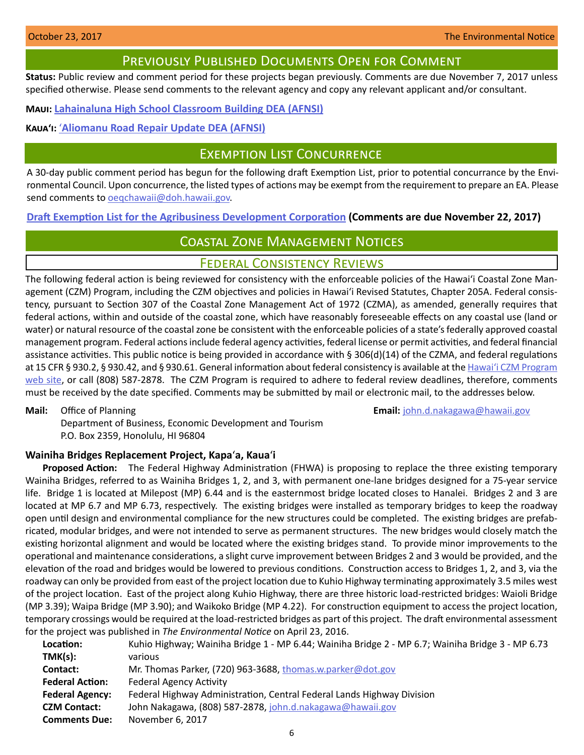## Previously Published Documents Open for Comment

**Status:** Public review and comment period for these projects began previously. Comments are due November 7, 2017 unless specified otherwise. Please send comments to the relevant agency and copy any relevant applicant and/or consultant.

**Maui:** **Lahainaluna High School Classroom Building DEA (AFNSI)**

**Kaua'i:** **'Aliomanu Road Repair Update DEA (AFNSI)**

## Exemption List Concurrence

A 30-day public comment period has begun for the following draft Exemption List, prior to potential concurrance by the Environmental Council. Upon concurrence, the listed types of actions may be exempt from the requirement to prepare an EA. Please send comments to oeqchawaii@doh.hawaii.gov.

**Draft Exemption List for the Agribusiness Development Corporation (Comments are due November 22, 2017)**

## Coastal Zone Management Notices

### Federal Consistency Reviews

The following federal action is being reviewed for consistency with the enforceable policies of the Hawai'i Coastal Zone Management (CZM) Program, including the CZM objectives and policies in Hawai'i Revised Statutes, Chapter 205A. Federal consistency, pursuant to Section 307 of the Coastal Zone Management Act of 1972 (CZMA), as amended, generally requires that federal actions, within and outside of the coastal zone, which have reasonably foreseeable effects on any coastal use (land or water) or natural resource of the coastal zone be consistent with the enforceable policies of a state's federally approved coastal management program. Federal actions include federal agency activities, federal license or permit activities, and federal financial assistance activities. This public notice is being provided in accordance with § 306(d)(14) of the CZMA, and federal regulations at 15 CFR § 930.2, § 930.42, and § 930.61. General information about federal consistency is available at the Hawai'i CZM Program web site, or call (808) 587-2878. The CZM Program is required to adhere to federal review deadlines, therefore, comments must be received by the date specified. Comments may be submitted by mail or electronic mail, to the addresses below.

**Mail:** Office of Planning
Department of Business, Economic Development and Tourism
P.O. Box 2359, Honolulu, HI 96804

**Email:** john.d.nakagawa@hawaii.gov

**Wainiha Bridges Replacement Project, Kapa'a, Kaua'i**

**Proposed Action:** The Federal Highway Administration (FHWA) is proposing to replace the three existing temporary Wainiha Bridges, referred to as Wainiha Bridges 1, 2, and 3, with permanent one-lane bridges designed for a 75-year service life. Bridge 1 is located at Milepost (MP) 6.44 and is the easternmost bridge located closes to Hanalei. Bridges 2 and 3 are located at MP 6.7 and MP 6.73, respectively. The existing bridges were installed as temporary bridges to keep the roadway open until design and environmental compliance for the new structures could be completed. The existing bridges are prefabricated, modular bridges, and were not intended to serve as permanent structures. The new bridges would closely match the existing horizontal alignment and would be located where the existing bridges stand. To provide minor improvements to the operational and maintenance considerations, a slight curve improvement between Bridges 2 and 3 would be provided, and the elevation of the road and bridges would be lowered to previous conditions. Construction access to Bridges 1, 2, and 3, via the roadway can only be provided from east of the project location due to Kuhio Highway terminating approximately 3.5 miles west of the project location. East of the project along Kuhio Highway, there are three historic load-restricted bridges: Waioli Bridge (MP 3.39); Waipa Bridge (MP 3.90); and Waikoko Bridge (MP 4.22). For construction equipment to access the project location, temporary crossings would be required at the load-restricted bridges as part of this project. The draft environmental assessment for the project was published in *The Environmental Notice* on April 23, 2016.

**Location:** Kuhio Highway; Wainiha Bridge 1 - MP 6.44; Wainiha Bridge 2 - MP 6.7; Wainiha Bridge 3 - MP 6.73
**TMK(s):** various
**Contact:** Mr. Thomas Parker, (720) 963-3688, thomas.w.parker@dot.gov
**Federal Action:** Federal Agency Activity
**Federal Agency:** Federal Highway Administration, Central Federal Lands Highway Division
**CZM Contact:** John Nakagawa, (808) 587-2878, john.d.nakagawa@hawaii.gov
**Comments Due:** November 6, 2017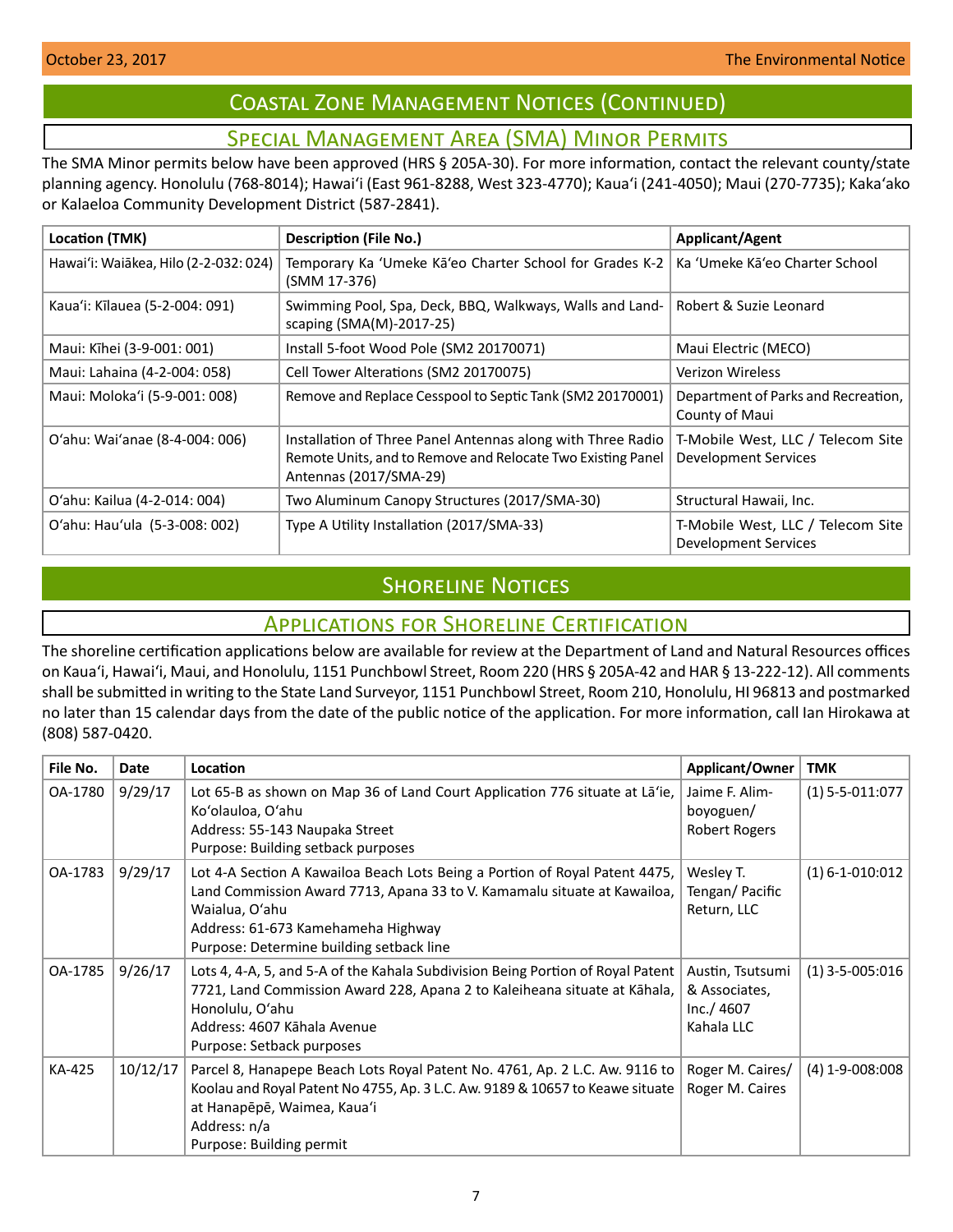# Coastal Zone Management Notices (Continued)

## Special Management Area (SMA) Minor Permits

The SMA Minor permits below have been approved (HRS § 205A-30). For more information, contact the relevant county/state planning agency. Honolulu (768-8014); Hawaiʻi (East 961-8288, West 323-4770); Kauaʻi (241-4050); Maui (270-7735); Kakaʻako or Kalaeloa Community Development District (587-2841).

| Location (TMK) | Description (File No.) | Applicant/Agent |
|---|---|---|
| Hawaiʻi: Waiākea, Hilo (2-2-032: 024) | Temporary Ka ʻUmeke Kāʻeo Charter School for Grades K-2 (SMM 17-376) | Ka ʻUmeke Kāʻeo Charter School |
| Kauaʻi: Kīlauea (5-2-004: 091) | Swimming Pool, Spa, Deck, BBQ, Walkways, Walls and Landscaping (SMA(M)-2017-25) | Robert & Suzie Leonard |
| Maui: Kīhei (3-9-001: 001) | Install 5-foot Wood Pole (SM2 20170071) | Maui Electric (MECO) |
| Maui: Lahaina (4-2-004: 058) | Cell Tower Alterations (SM2 20170075) | Verizon Wireless |
| Maui: Molokaʻi (5-9-001: 008) | Remove and Replace Cesspool to Septic Tank (SM2 20170001) | Department of Parks and Recreation, County of Maui |
| Oʻahu: Waiʻanae (8-4-004: 006) | Installation of Three Panel Antennas along with Three Radio Remote Units, and to Remove and Relocate Two Existing Panel Antennas (2017/SMA-29) | T-Mobile West, LLC / Telecom Site Development Services |
| Oʻahu: Kailua (4-2-014: 004) | Two Aluminum Canopy Structures (2017/SMA-30) | Structural Hawaii, Inc. |
| Oʻahu: Hauʻula (5-3-008: 002) | Type A Utility Installation (2017/SMA-33) | T-Mobile West, LLC / Telecom Site Development Services |

# Shoreline Notices

## Applications for Shoreline Certification

The shoreline certification applications below are available for review at the Department of Land and Natural Resources offices on Kauaʻi, Hawaiʻi, Maui, and Honolulu, 1151 Punchbowl Street, Room 220 (HRS § 205A-42 and HAR § 13-222-12). All comments shall be submitted in writing to the State Land Surveyor, 1151 Punchbowl Street, Room 210, Honolulu, HI 96813 and postmarked no later than 15 calendar days from the date of the public notice of the application. For more information, call Ian Hirokawa at (808) 587-0420.

| File No. | Date | Location | Applicant/Owner | TMK |
|---|---|---|---|---|
| OA-1780 | 9/29/17 | Lot 65-B as shown on Map 36 of Land Court Application 776 situate at Lāʻie, Koʻolauloa, Oʻahu<br>Address: 55-143 Naupaka Street<br>Purpose: Building setback purposes | Jaime F. Alimboyoguen/ Robert Rogers | (1) 5-5-011:077 |
| OA-1783 | 9/29/17 | Lot 4-A Section A Kawailoa Beach Lots Being a Portion of Royal Patent 4475, Land Commission Award 7713, Apana 33 to V. Kamamalu situate at Kawailoa, Waialua, Oʻahu<br>Address: 61-673 Kamehameha Highway<br>Purpose: Determine building setback line | Wesley T. Tengan/ Pacific Return, LLC | (1) 6-1-010:012 |
| OA-1785 | 9/26/17 | Lots 4, 4-A, 5, and 5-A of the Kahala Subdivision Being Portion of Royal Patent 7721, Land Commission Award 228, Apana 2 to Kaleiheana situate at Kāhala, Honolulu, Oʻahu<br>Address: 4607 Kāhala Avenue<br>Purpose: Setback purposes | Austin, Tsutsumi & Associates, Inc./ 4607 Kahala LLC | (1) 3-5-005:016 |
| KA-425 | 10/12/17 | Parcel 8, Hanapepe Beach Lots Royal Patent No. 4761, Ap. 2 L.C. Aw. 9116 to Koolau and Royal Patent No 4755, Ap. 3 L.C. Aw. 9189 & 10657 to Keawe situate at Hanapēpē, Waimea, Kauaʻi<br>Address: n/a<br>Purpose: Building permit | Roger M. Caires/ Roger M. Caires | (4) 1-9-008:008 |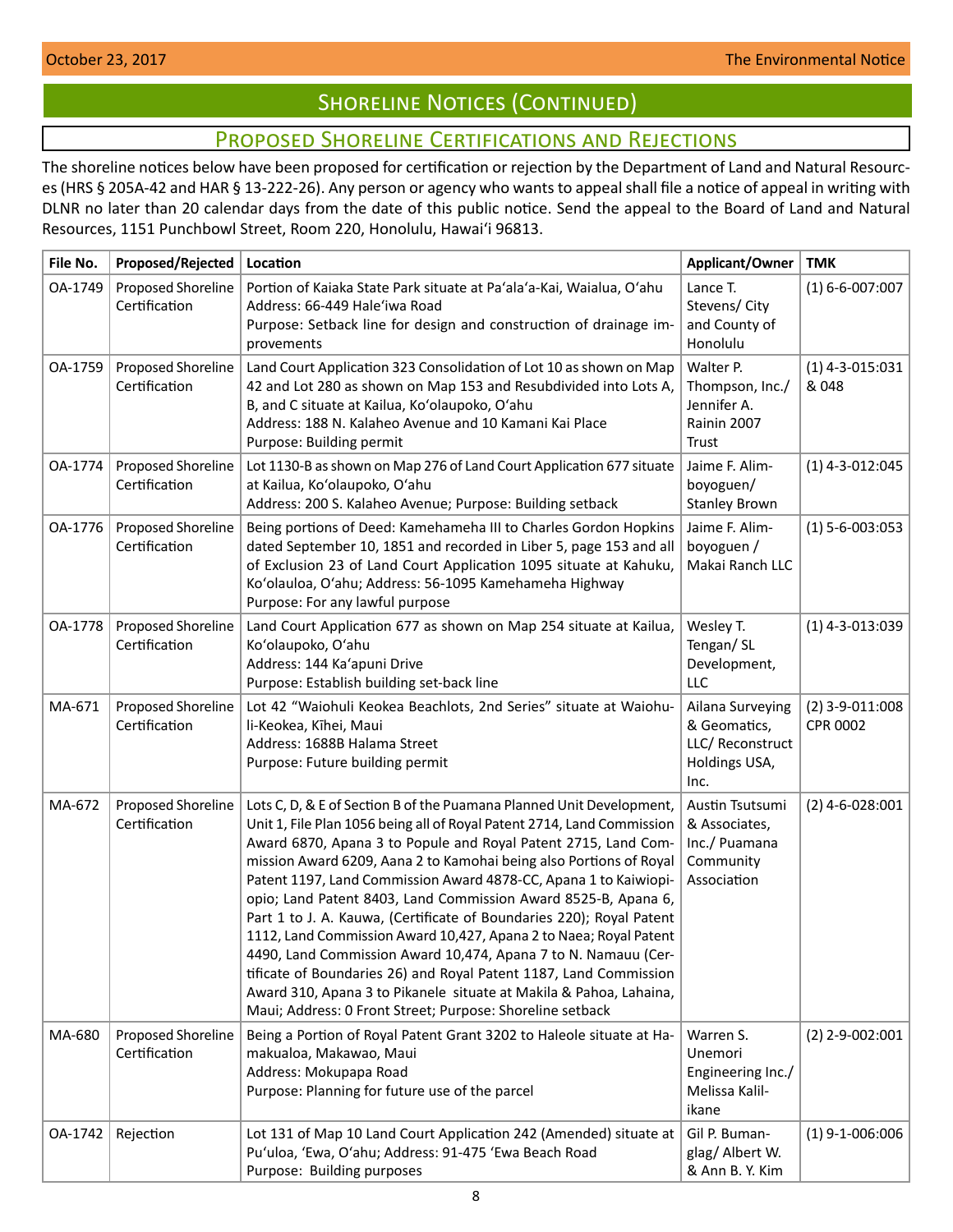# Shoreline Notices (Continued)

## Proposed Shoreline Certifications and Rejections

The shoreline notices below have been proposed for certification or rejection by the Department of Land and Natural Resources (HRS § 205A-42 and HAR § 13-222-26). Any person or agency who wants to appeal shall file a notice of appeal in writing with DLNR no later than 20 calendar days from the date of this public notice. Send the appeal to the Board of Land and Natural Resources, 1151 Punchbowl Street, Room 220, Honolulu, Hawai'i 96813.

| File No. | Proposed/Rejected | Location | Applicant/Owner | TMK |
|---|---|---|---|---|
| OA-1749 | Proposed Shoreline Certification | Portion of Kaiaka State Park situate at Pa'ala'a-Kai, Waialua, O'ahu<br>Address: 66-449 Hale'iwa Road<br>Purpose: Setback line for design and construction of drainage improvements | Lance T. Stevens/ City and County of Honolulu | (1) 6-6-007:007 |
| OA-1759 | Proposed Shoreline Certification | Land Court Application 323 Consolidation of Lot 10 as shown on Map 42 and Lot 280 as shown on Map 153 and Resubdivided into Lots A, B, and C situate at Kailua, Ko'olaupoko, O'ahu<br>Address: 188 N. Kalaheo Avenue and 10 Kamani Kai Place<br>Purpose: Building permit | Walter P. Thompson, Inc./ Jennifer A. Rainin 2007 Trust | (1) 4-3-015:031 & 048 |
| OA-1774 | Proposed Shoreline Certification | Lot 1130-B as shown on Map 276 of Land Court Application 677 situate at Kailua, Ko'olaupoko, O'ahu<br>Address: 200 S. Kalaheo Avenue; Purpose: Building setback | Jaime F. Alimboyoguen/ Stanley Brown | (1) 4-3-012:045 |
| OA-1776 | Proposed Shoreline Certification | Being portions of Deed: Kamehameha III to Charles Gordon Hopkins dated September 10, 1851 and recorded in Liber 5, page 153 and all of Exclusion 23 of Land Court Application 1095 situate at Kahuku, Ko'olauloa, O'ahu; Address: 56-1095 Kamehameha Highway<br>Purpose: For any lawful purpose | Jaime F. Alimboyoguen / Makai Ranch LLC | (1) 5-6-003:053 |
| OA-1778 | Proposed Shoreline Certification | Land Court Application 677 as shown on Map 254 situate at Kailua, Ko'olaupoko, O'ahu<br>Address: 144 Ka'apuni Drive<br>Purpose: Establish building set-back line | Wesley T. Tengan/ SL Development, LLC | (1) 4-3-013:039 |
| MA-671 | Proposed Shoreline Certification | Lot 42 "Waiohuli Keokea Beachlots, 2nd Series" situate at Waiohuli-Keokea, Kīhei, Maui<br>Address: 1688B Halama Street<br>Purpose: Future building permit | Ailana Surveying & Geomatics, LLC/ Reconstruct Holdings USA, Inc. | (2) 3-9-011:008 CPR 0002 |
| MA-672 | Proposed Shoreline Certification | Lots C, D, & E of Section B of the Puamana Planned Unit Development, Unit 1, File Plan 1056 being all of Royal Patent 2714, Land Commission Award 6870, Apana 3 to Popule and Royal Patent 2715, Land Commission Award 6209, Aana 2 to Kamohai being also Portions of Royal Patent 1197, Land Commission Award 4878-CC, Apana 1 to Kaiwiopiopio; Land Patent 8403, Land Commission Award 8525-B, Apana 6, Part 1 to J. A. Kauwa, (Certificate of Boundaries 220); Royal Patent 1112, Land Commission Award 10,427, Apana 2 to Naea; Royal Patent 4490, Land Commission Award 10,474, Apana 7 to N. Namauu (Certificate of Boundaries 26) and Royal Patent 1187, Land Commission Award 310, Apana 3 to Pikanele situate at Makila & Pahoa, Lahaina, Maui; Address: 0 Front Street; Purpose: Shoreline setback | Austin Tsutsumi & Associates, Inc./ Puamana Community Association | (2) 4-6-028:001 |
| MA-680 | Proposed Shoreline Certification | Being a Portion of Royal Patent Grant 3202 to Haleole situate at Hamakualoa, Makawao, Maui<br>Address: Mokupapa Road<br>Purpose: Planning for future use of the parcel | Warren S. Unemori Engineering Inc./ Melissa Kalilikane | (2) 2-9-002:001 |
| OA-1742 | Rejection | Lot 131 of Map 10 Land Court Application 242 (Amended) situate at Pu'uloa, 'Ewa, O'ahu; Address: 91-475 'Ewa Beach Road<br>Purpose: Building purposes | Gil P. Bumanglag/ Albert W. & Ann B. Y. Kim | (1) 9-1-006:006 |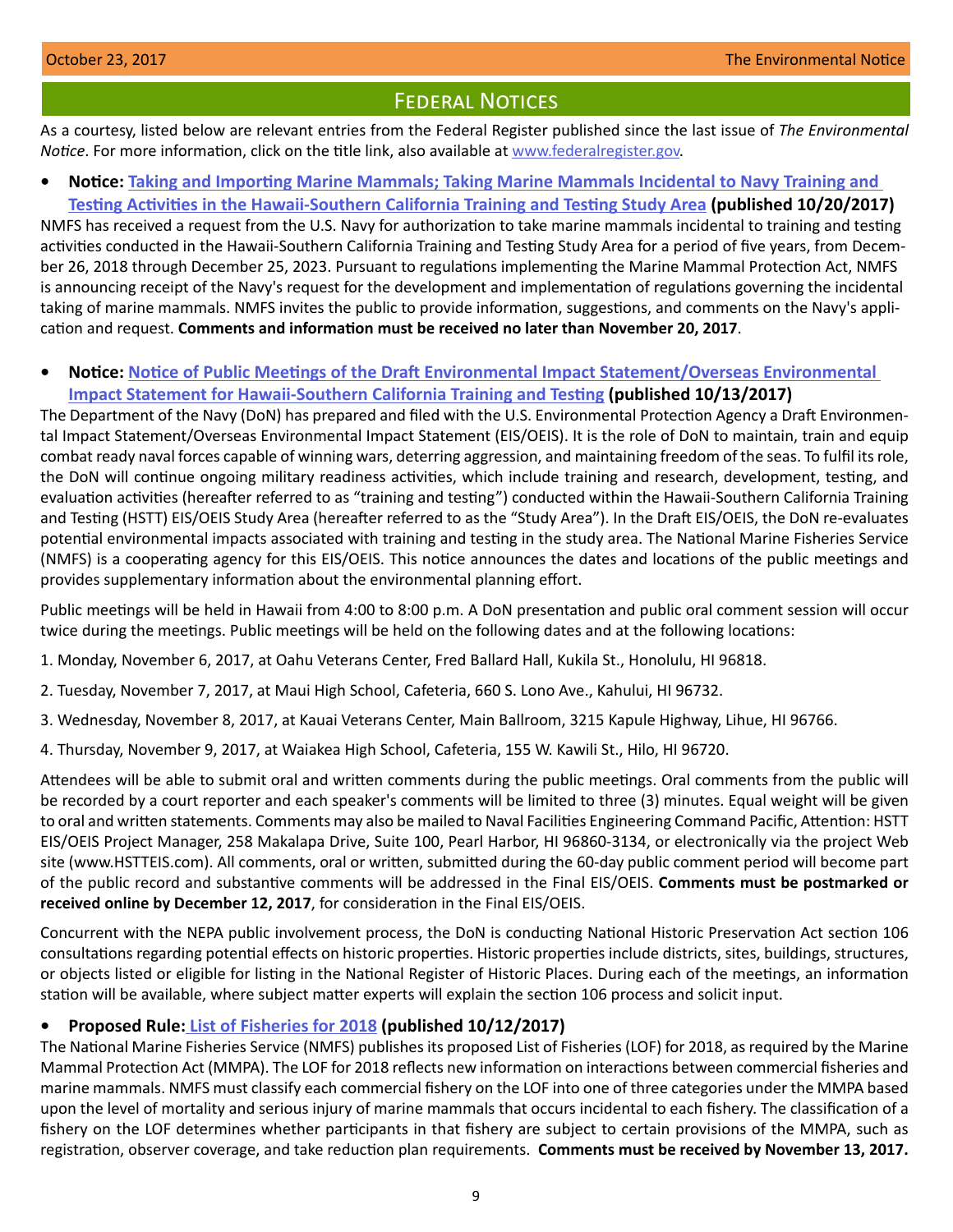## Federal Notices

As a courtesy, listed below are relevant entries from the Federal Register published since the last issue of *The Environmental Notice*. For more information, click on the title link, also available at www.federalregister.gov.

- **Notice: Taking and Importing Marine Mammals; Taking Marine Mammals Incidental to Navy Training and Testing Activities in the Hawaii-Southern California Training and Testing Study Area (published 10/20/2017)**

NMFS has received a request from the U.S. Navy for authorization to take marine mammals incidental to training and testing activities conducted in the Hawaii-Southern California Training and Testing Study Area for a period of five years, from December 26, 2018 through December 25, 2023. Pursuant to regulations implementing the Marine Mammal Protection Act, NMFS is announcing receipt of the Navy's request for the development and implementation of regulations governing the incidental taking of marine mammals. NMFS invites the public to provide information, suggestions, and comments on the Navy's application and request. **Comments and information must be received no later than November 20, 2017**.

- **Notice: Notice of Public Meetings of the Draft Environmental Impact Statement/Overseas Environmental Impact Statement for Hawaii-Southern California Training and Testing (published 10/13/2017)**

The Department of the Navy (DoN) has prepared and filed with the U.S. Environmental Protection Agency a Draft Environmental Impact Statement/Overseas Environmental Impact Statement (EIS/OEIS). It is the role of DoN to maintain, train and equip combat ready naval forces capable of winning wars, deterring aggression, and maintaining freedom of the seas. To fulfil its role, the DoN will continue ongoing military readiness activities, which include training and research, development, testing, and evaluation activities (hereafter referred to as "training and testing") conducted within the Hawaii-Southern California Training and Testing (HSTT) EIS/OEIS Study Area (hereafter referred to as the "Study Area"). In the Draft EIS/OEIS, the DoN re-evaluates potential environmental impacts associated with training and testing in the study area. The National Marine Fisheries Service (NMFS) is a cooperating agency for this EIS/OEIS. This notice announces the dates and locations of the public meetings and provides supplementary information about the environmental planning effort.

Public meetings will be held in Hawaii from 4:00 to 8:00 p.m. A DoN presentation and public oral comment session will occur twice during the meetings. Public meetings will be held on the following dates and at the following locations:

1. Monday, November 6, 2017, at Oahu Veterans Center, Fred Ballard Hall, Kukila St., Honolulu, HI 96818.

2. Tuesday, November 7, 2017, at Maui High School, Cafeteria, 660 S. Lono Ave., Kahului, HI 96732.

3. Wednesday, November 8, 2017, at Kauai Veterans Center, Main Ballroom, 3215 Kapule Highway, Lihue, HI 96766.

4. Thursday, November 9, 2017, at Waiakea High School, Cafeteria, 155 W. Kawili St., Hilo, HI 96720.

Attendees will be able to submit oral and written comments during the public meetings. Oral comments from the public will be recorded by a court reporter and each speaker's comments will be limited to three (3) minutes. Equal weight will be given to oral and written statements. Comments may also be mailed to Naval Facilities Engineering Command Pacific, Attention: HSTT EIS/OEIS Project Manager, 258 Makalapa Drive, Suite 100, Pearl Harbor, HI 96860-3134, or electronically via the project Web site (www.HSTTEIS.com). All comments, oral or written, submitted during the 60-day public comment period will become part of the public record and substantive comments will be addressed in the Final EIS/OEIS. **Comments must be postmarked or received online by December 12, 2017**, for consideration in the Final EIS/OEIS.

Concurrent with the NEPA public involvement process, the DoN is conducting National Historic Preservation Act section 106 consultations regarding potential effects on historic properties. Historic properties include districts, sites, buildings, structures, or objects listed or eligible for listing in the National Register of Historic Places. During each of the meetings, an information station will be available, where subject matter experts will explain the section 106 process and solicit input.

- **Proposed Rule: List of Fisheries for 2018 (published 10/12/2017)**

The National Marine Fisheries Service (NMFS) publishes its proposed List of Fisheries (LOF) for 2018, as required by the Marine Mammal Protection Act (MMPA). The LOF for 2018 reflects new information on interactions between commercial fisheries and marine mammals. NMFS must classify each commercial fishery on the LOF into one of three categories under the MMPA based upon the level of mortality and serious injury of marine mammals that occurs incidental to each fishery. The classification of a fishery on the LOF determines whether participants in that fishery are subject to certain provisions of the MMPA, such as registration, observer coverage, and take reduction plan requirements. **Comments must be received by November 13, 2017.**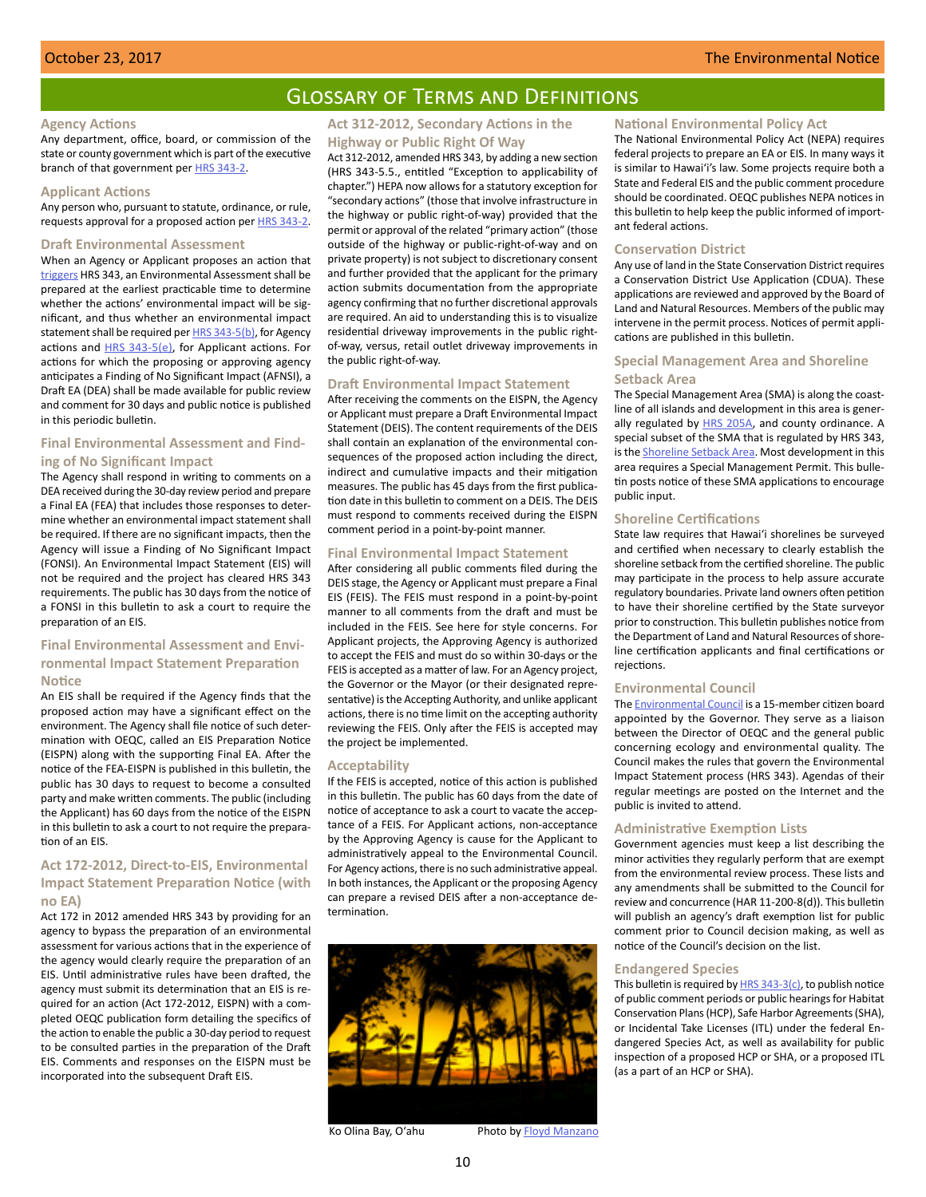# Glossary of Terms and Definitions

### Agency Actions

Any department, office, board, or commission of the state or county government which is part of the executive branch of that government per HRS 343-2.

### Applicant Actions

Any person who, pursuant to statute, ordinance, or rule, requests approval for a proposed action per HRS 343-2.

### Draft Environmental Assessment

When an Agency or Applicant proposes an action that triggers HRS 343, an Environmental Assessment shall be prepared at the earliest practicable time to determine whether the actions' environmental impact will be significant, and thus whether an environmental impact statement shall be required per HRS 343-5(b), for Agency actions and HRS 343-5(e), for Applicant actions. For actions for which the proposing or approving agency anticipates a Finding of No Significant Impact (AFNSI), a Draft EA (DEA) shall be made available for public review and comment for 30 days and public notice is published in this periodic bulletin.

### Final Environmental Assessment and Finding of No Significant Impact

The Agency shall respond in writing to comments on a DEA received during the 30-day review period and prepare a Final EA (FEA) that includes those responses to determine whether an environmental impact statement shall be required. If there are no significant impacts, then the Agency will issue a Finding of No Significant Impact (FONSI). An Environmental Impact Statement (EIS) will not be required and the project has cleared HRS 343 requirements. The public has 30 days from the notice of a FONSI in this bulletin to ask a court to require the preparation of an EIS.

### Final Environmental Assessment and Environmental Impact Statement Preparation Notice

An EIS shall be required if the Agency finds that the proposed action may have a significant effect on the environment. The Agency shall file notice of such determination with OEQC, called an EIS Preparation Notice (EISPN) along with the supporting Final EA. After the notice of the FEA-EISPN is published in this bulletin, the public has 30 days to request to become a consulted party and make written comments. The public (including the Applicant) has 60 days from the notice of the EISPN in this bulletin to ask a court to not require the preparation of an EIS.

### Act 172-2012, Direct-to-EIS, Environmental Impact Statement Preparation Notice (with no EA)

Act 172 in 2012 amended HRS 343 by providing for an agency to bypass the preparation of an environmental assessment for various actions that in the experience of the agency would clearly require the preparation of an EIS. Until administrative rules have been drafted, the agency must submit its determination that an EIS is required for an action (Act 172-2012, EISPN) with a completed OEQC publication form detailing the specifics of the action to enable the public a 30-day period to request to be consulted parties in the preparation of the Draft EIS. Comments and responses on the EISPN must be incorporated into the subsequent Draft EIS.

### Act 312-2012, Secondary Actions in the Highway or Public Right Of Way

Act 312-2012, amended HRS 343, by adding a new section (HRS 343-5.5., entitled "Exception to applicability of chapter.") HEPA now allows for a statutory exception for "secondary actions" (those that involve infrastructure in the highway or public right-of-way) provided that the permit or approval of the related "primary action" (those outside of the highway or public-right-of-way and on private property) is not subject to discretionary consent and further provided that the applicant for the primary action submits documentation from the appropriate agency confirming that no further discretional approvals are required. An aid to understanding this is to visualize residential driveway improvements in the public right-of-way, versus, retail outlet driveway improvements in the public right-of-way.

### Draft Environmental Impact Statement

After receiving the comments on the EISPN, the Agency or Applicant must prepare a Draft Environmental Impact Statement (DEIS). The content requirements of the DEIS shall contain an explanation of the environmental consequences of the proposed action including the direct, indirect and cumulative impacts and their mitigation measures. The public has 45 days from the first publication date in this bulletin to comment on a DEIS. The DEIS must respond to comments received during the EISPN comment period in a point-by-point manner.

### Final Environmental Impact Statement

After considering all public comments filed during the DEIS stage, the Agency or Applicant must prepare a Final EIS (FEIS). The FEIS must respond in a point-by-point manner to all comments from the draft and must be included in the FEIS. See here for style concerns. For Applicant projects, the Approving Agency is authorized to accept the FEIS and must do so within 30-days or the FEIS is accepted as a matter of law. For an Agency project, the Governor or the Mayor (or their designated representative) is the Accepting Authority, and unlike applicant actions, there is no time limit on the accepting authority reviewing the FEIS. Only after the FEIS is accepted may the project be implemented.

### Acceptability

If the FEIS is accepted, notice of this action is published in this bulletin. The public has 60 days from the date of notice of acceptance to ask a court to vacate the acceptance of a FEIS. For Applicant actions, non-acceptance by the Approving Agency is cause for the Applicant to administratively appeal to the Environmental Council. For Agency actions, there is no such administrative appeal. In both instances, the Applicant or the proposing Agency can prepare a revised DEIS after a non-acceptance determination.

Ko Olina Bay, O'ahu Photo by Floyd Manzano

### National Environmental Policy Act

The National Environmental Policy Act (NEPA) requires federal projects to prepare an EA or EIS. In many ways it is similar to Hawai'i's law. Some projects require both a State and Federal EIS and the public comment procedure should be coordinated. OEQC publishes NEPA notices in this bulletin to help keep the public informed of important federal actions.

### Conservation District

Any use of land in the State Conservation District requires a Conservation District Use Application (CDUA). These applications are reviewed and approved by the Board of Land and Natural Resources. Members of the public may intervene in the permit process. Notices of permit applications are published in this bulletin.

### Special Management Area and Shoreline Setback Area

The Special Management Area (SMA) is along the coastline of all islands and development in this area is generally regulated by HRS 205A, and county ordinance. A special subset of the SMA that is regulated by HRS 343, is the Shoreline Setback Area. Most development in this area requires a Special Management Permit. This bulletin posts notice of these SMA applications to encourage public input.

### Shoreline Certifications

State law requires that Hawai'i shorelines be surveyed and certified when necessary to clearly establish the shoreline setback from the certified shoreline. The public may participate in the process to help assure accurate regulatory boundaries. Private land owners often petition to have their shoreline certified by the State surveyor prior to construction. This bulletin publishes notice from the Department of Land and Natural Resources of shoreline certification applicants and final certifications or rejections.

### Environmental Council

The Environmental Council is a 15-member citizen board appointed by the Governor. They serve as a liaison between the Director of OEQC and the general public concerning ecology and environmental quality. The Council makes the rules that govern the Environmental Impact Statement process (HRS 343). Agendas of their regular meetings are posted on the Internet and the public is invited to attend.

### Administrative Exemption Lists

Government agencies must keep a list describing the minor activities they regularly perform that are exempt from the environmental review process. These lists and any amendments shall be submitted to the Council for review and concurrence (HAR 11-200-8(d)). This bulletin will publish an agency's draft exemption list for public comment prior to Council decision making, as well as notice of the Council's decision on the list.

### Endangered Species

This bulletin is required by HRS 343-3(c), to publish notice of public comment periods or public hearings for Habitat Conservation Plans (HCP), Safe Harbor Agreements (SHA), or Incidental Take Licenses (ITL) under the federal Endangered Species Act, as well as availability for public inspection of a proposed HCP or SHA, or a proposed ITL (as a part of an HCP or SHA).